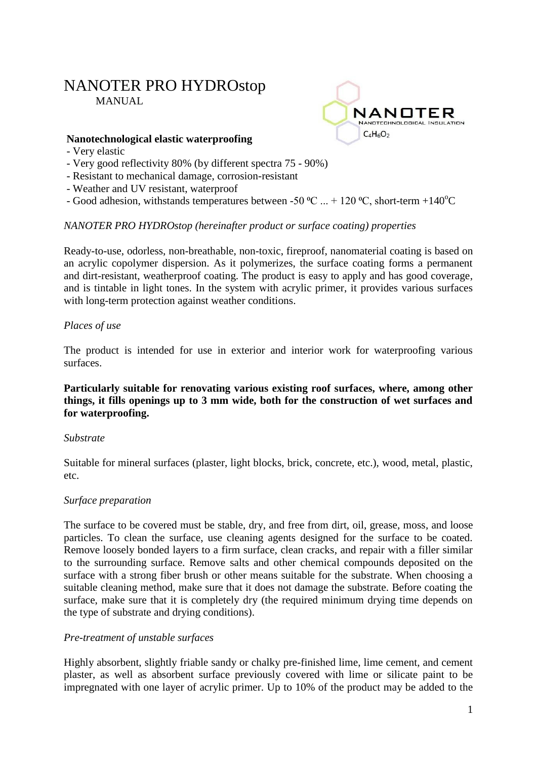# NANOTER PRO HYDROstop

MANUAL

NANOTER
NANOTECHNOLOGICAL INSULATION
$C_4H_6O_2$

**Nanotechnological elastic waterproofing**

- Very elastic
- Very good reflectivity 80% (by different spectra 75 - 90%)
- Resistant to mechanical damage, corrosion-resistant
- Weather and UV resistant, waterproof
- Good adhesion, withstands temperatures between -50 ºC ... + 120 ºC, short-term +140$^{o}$C

*NANOTER PRO HYDROstop (hereinafter product or surface coating) properties*

Ready-to-use, odorless, non-breathable, non-toxic, fireproof, nanomaterial coating is based on an acrylic copolymer dispersion. As it polymerizes, the surface coating forms a permanent and dirt-resistant, weatherproof coating. The product is easy to apply and has good coverage, and is tintable in light tones. In the system with acrylic primer, it provides various surfaces with long-term protection against weather conditions.

*Places of use*

The product is intended for use in exterior and interior work for waterproofing various surfaces.

**Particularly suitable for renovating various existing roof surfaces, where, among other things, it fills openings up to 3 mm wide, both for the construction of wet surfaces and for waterproofing.**

*Substrate*

Suitable for mineral surfaces (plaster, light blocks, brick, concrete, etc.), wood, metal, plastic, etc.

*Surface preparation*

The surface to be covered must be stable, dry, and free from dirt, oil, grease, moss, and loose particles. To clean the surface, use cleaning agents designed for the surface to be coated. Remove loosely bonded layers to a firm surface, clean cracks, and repair with a filler similar to the surrounding surface. Remove salts and other chemical compounds deposited on the surface with a strong fiber brush or other means suitable for the substrate. When choosing a suitable cleaning method, make sure that it does not damage the substrate. Before coating the surface, make sure that it is completely dry (the required minimum drying time depends on the type of substrate and drying conditions).

*Pre-treatment of unstable surfaces*

Highly absorbent, slightly friable sandy or chalky pre-finished lime, lime cement, and cement plaster, as well as absorbent surface previously covered with lime or silicate paint to be impregnated with one layer of acrylic primer. Up to 10% of the product may be added to the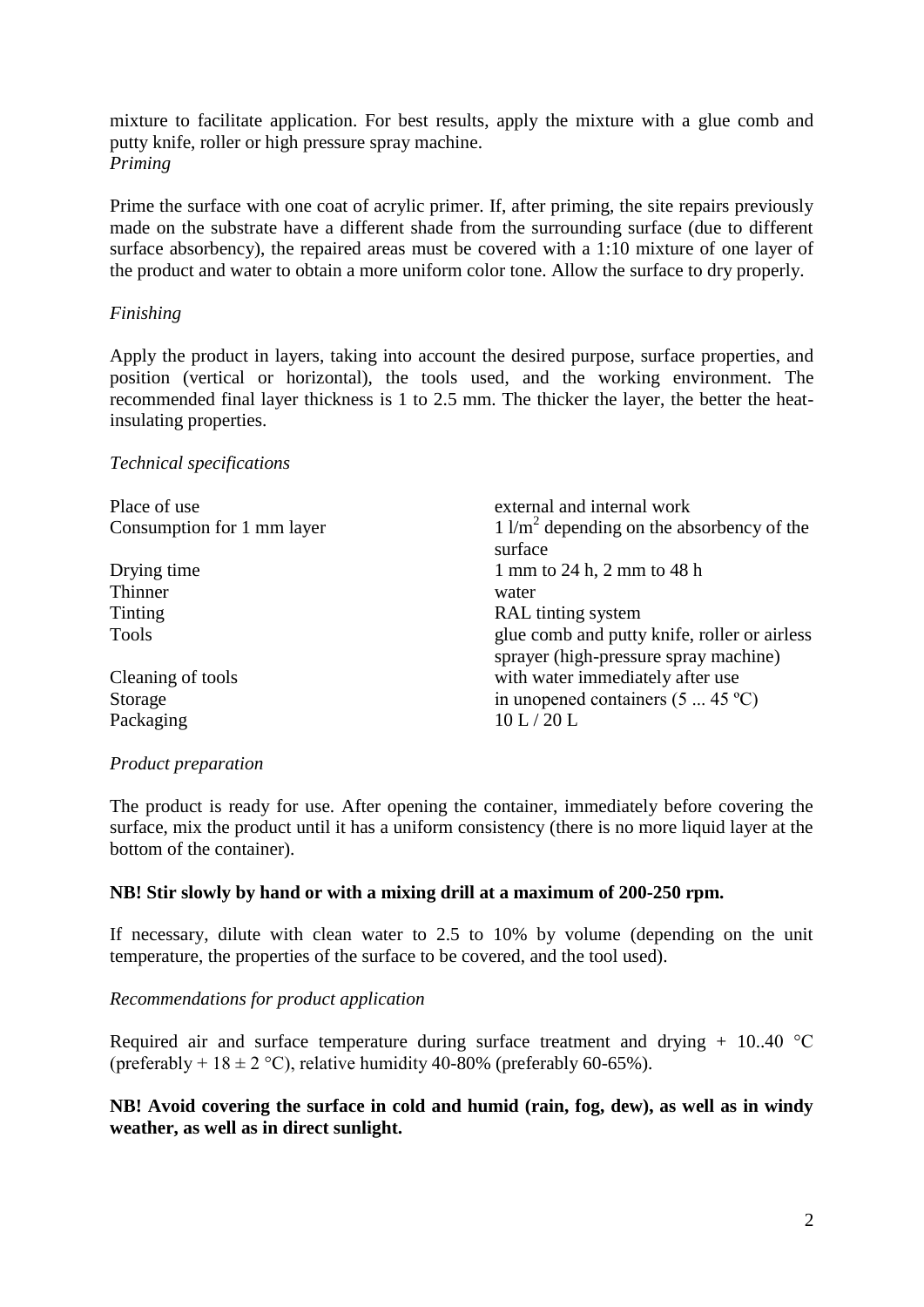mixture to facilitate application. For best results, apply the mixture with a glue comb and putty knife, roller or high pressure spray machine.

*Priming*

Prime the surface with one coat of acrylic primer. If, after priming, the site repairs previously made on the substrate have a different shade from the surrounding surface (due to different surface absorbency), the repaired areas must be covered with a 1:10 mixture of one layer of the product and water to obtain a more uniform color tone. Allow the surface to dry properly.

*Finishing*

Apply the product in layers, taking into account the desired purpose, surface properties, and position (vertical or horizontal), the tools used, and the working environment. The recommended final layer thickness is 1 to 2.5 mm. The thicker the layer, the better the heat-insulating properties.

*Technical specifications*

| | |
|---|---|
| Place of use | external and internal work |
| Consumption for 1 mm layer | 1 l/m$^2$ depending on the absorbency of the surface |
| Drying time | 1 mm to 24 h, 2 mm to 48 h |
| Thinner | water |
| Tinting | RAL tinting system |
| Tools | glue comb and putty knife, roller or airless sprayer (high-pressure spray machine) |
| Cleaning of tools | with water immediately after use |
| Storage | in unopened containers (5 ... 45 ºC) |
| Packaging | 10 L / 20 L |

*Product preparation*

The product is ready for use. After opening the container, immediately before covering the surface, mix the product until it has a uniform consistency (there is no more liquid layer at the bottom of the container).

**NB! Stir slowly by hand or with a mixing drill at a maximum of 200-250 rpm.**

If necessary, dilute with clean water to 2.5 to 10% by volume (depending on the unit temperature, the properties of the surface to be covered, and the tool used).

*Recommendations for product application*

Required air and surface temperature during surface treatment and drying + 10..40 °C (preferably + 18 ± 2 °C), relative humidity 40-80% (preferably 60-65%).

**NB! Avoid covering the surface in cold and humid (rain, fog, dew), as well as in windy weather, as well as in direct sunlight.**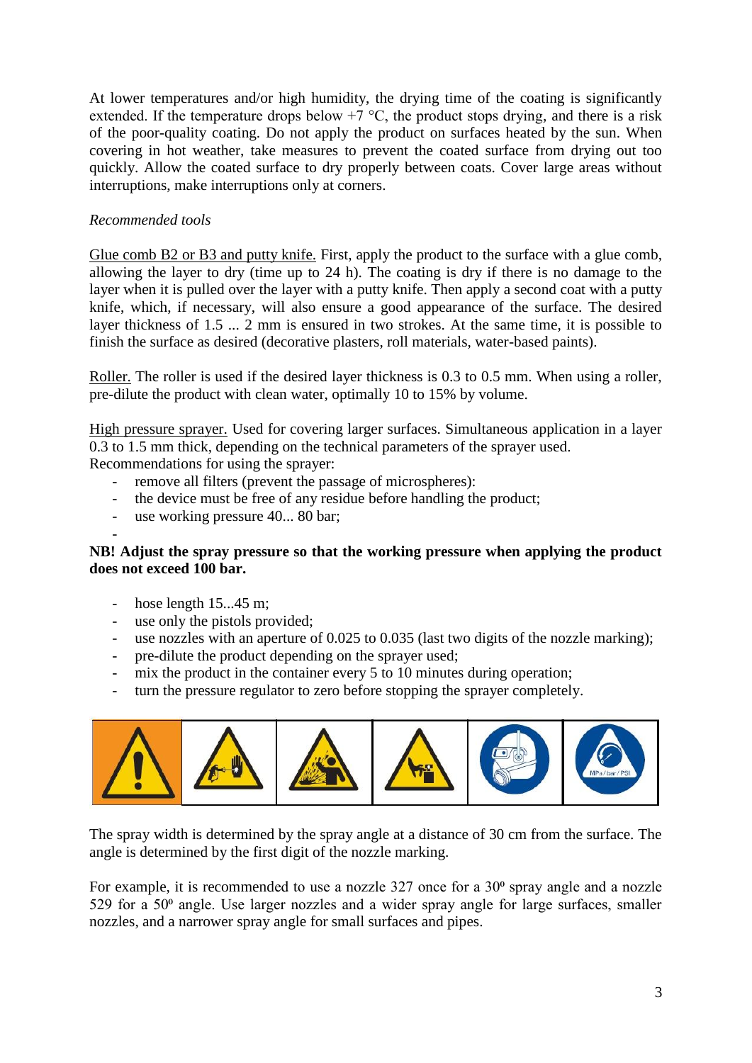At lower temperatures and/or high humidity, the drying time of the coating is significantly extended. If the temperature drops below +7 °C, the product stops drying, and there is a risk of the poor-quality coating. Do not apply the product on surfaces heated by the sun. When covering in hot weather, take measures to prevent the coated surface from drying out too quickly. Allow the coated surface to dry properly between coats. Cover large areas without interruptions, make interruptions only at corners.

*Recommended tools*

<u>Glue comb B2 or B3 and putty knife.</u> First, apply the product to the surface with a glue comb, allowing the layer to dry (time up to 24 h). The coating is dry if there is no damage to the layer when it is pulled over the layer with a putty knife. Then apply a second coat with a putty knife, which, if necessary, will also ensure a good appearance of the surface. The desired layer thickness of 1.5 ... 2 mm is ensured in two strokes. At the same time, it is possible to finish the surface as desired (decorative plasters, roll materials, water-based paints).

<u>Roller.</u> The roller is used if the desired layer thickness is 0.3 to 0.5 mm. When using a roller, pre-dilute the product with clean water, optimally 10 to 15% by volume.

<u>High pressure sprayer.</u> Used for covering larger surfaces. Simultaneous application in a layer 0.3 to 1.5 mm thick, depending on the technical parameters of the sprayer used.
Recommendations for using the sprayer:

- remove all filters (prevent the passage of microspheres);
- the device must be free of any residue before handling the product;
- use working pressure 40... 80 bar;
-

**NB! Adjust the spray pressure so that the working pressure when applying the product does not exceed 100 bar.**

- hose length 15...45 m;
- use only the pistols provided;
- use nozzles with an aperture of 0.025 to 0.035 (last two digits of the nozzle marking);
- pre-dilute the product depending on the sprayer used;
- mix the product in the container every 5 to 10 minutes during operation;
- turn the pressure regulator to zero before stopping the sprayer completely.

The spray width is determined by the spray angle at a distance of 30 cm from the surface. The angle is determined by the first digit of the nozzle marking.

For example, it is recommended to use a nozzle 327 once for a 30º spray angle and a nozzle 529 for a 50º angle. Use larger nozzles and a wider spray angle for large surfaces, smaller nozzles, and a narrower spray angle for small surfaces and pipes.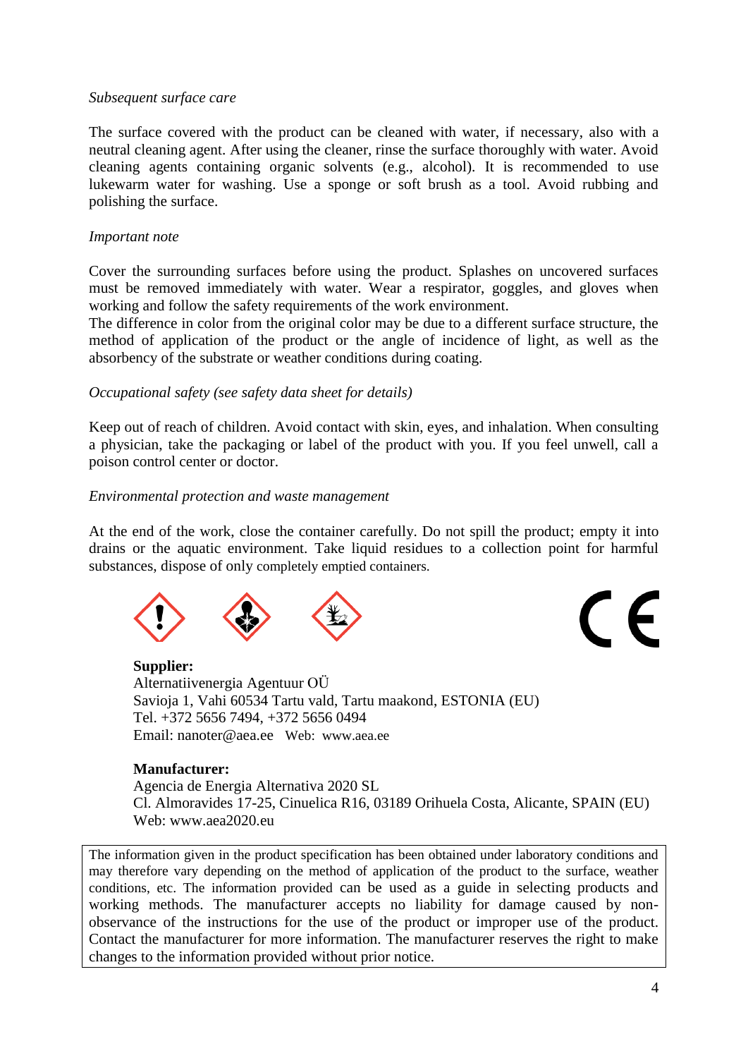*Subsequent surface care*

The surface covered with the product can be cleaned with water, if necessary, also with a neutral cleaning agent. After using the cleaner, rinse the surface thoroughly with water. Avoid cleaning agents containing organic solvents (e.g., alcohol). It is recommended to use lukewarm water for washing. Use a sponge or soft brush as a tool. Avoid rubbing and polishing the surface.

*Important note*

Cover the surrounding surfaces before using the product. Splashes on uncovered surfaces must be removed immediately with water. Wear a respirator, goggles, and gloves when working and follow the safety requirements of the work environment.
The difference in color from the original color may be due to a different surface structure, the method of application of the product or the angle of incidence of light, as well as the absorbency of the substrate or weather conditions during coating.

*Occupational safety (see safety data sheet for details)*

Keep out of reach of children. Avoid contact with skin, eyes, and inhalation. When consulting a physician, take the packaging or label of the product with you. If you feel unwell, call a poison control center or doctor.

*Environmental protection and waste management*

At the end of the work, close the container carefully. Do not spill the product; empty it into drains or the aquatic environment. Take liquid residues to a collection point for harmful substances, dispose of only completely emptied containers.

**Supplier:**
Alternatiivenergia Agentuur OÜ
Savioja 1, Vahi 60534 Tartu vald, Tartu maakond, ESTONIA (EU)
Tel. +372 5656 7494, +372 5656 0494
Email: nanoter@aea.ee Web: www.aea.ee

**Manufacturer:**
Agencia de Energia Alternativa 2020 SL
Cl. Almoravides 17-25, Cinuelica R16, 03189 Orihuela Costa, Alicante, SPAIN (EU)
Web: www.aea2020.eu

The information given in the product specification has been obtained under laboratory conditions and may therefore vary depending on the method of application of the product to the surface, weather conditions, etc. The information provided can be used as a guide in selecting products and working methods. The manufacturer accepts no liability for damage caused by non-observance of the instructions for the use of the product or improper use of the product. Contact the manufacturer for more information. The manufacturer reserves the right to make changes to the information provided without prior notice.